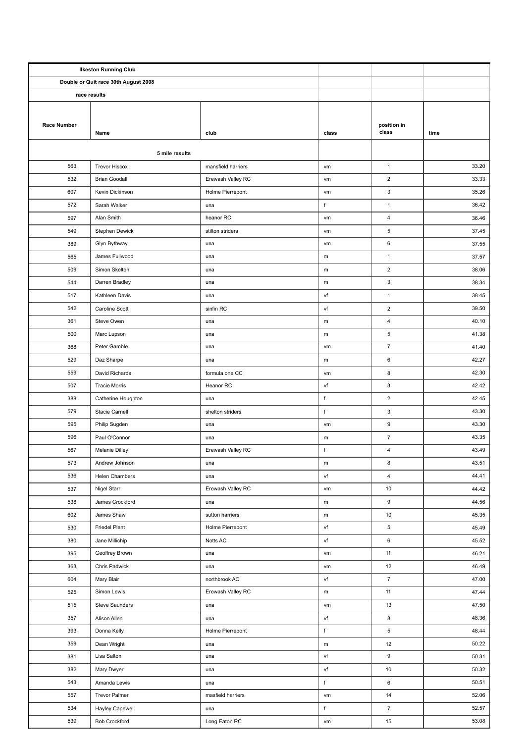**Ilkeston Running Club**

**Double or Quit race 30th August 2008**

**race results**

| Race Number | Name | club | class | position in class | time |
|---|---|---|---|---|---|
| | **5 mile results** | | | | |
| 563 | Trevor Hiscox | mansfield harriers | vm | 1 | 33.20 |
| 532 | Brian Goodall | Erewash Valley RC | vm | 2 | 33.33 |
| 607 | Kevin Dickinson | Holme Pierrepont | vm | 3 | 35.26 |
| 572 | Sarah Walker | una | f | 1 | 36.42 |
| 597 | Alan Smith | heanor RC | vm | 4 | 36.46 |
| 549 | Stephen Dewick | stilton striders | vm | 5 | 37.45 |
| 389 | Glyn Bythway | una | vm | 6 | 37.55 |
| 565 | James Fullwood | una | m | 1 | 37.57 |
| 509 | Simon Skelton | una | m | 2 | 38.06 |
| 544 | Darren Bradley | una | m | 3 | 38.34 |
| 517 | Kathleen Davis | una | vf | 1 | 38.45 |
| 542 | Caroline Scott | sinfin RC | vf | 2 | 39.50 |
| 361 | Steve Owen | una | m | 4 | 40.10 |
| 500 | Marc Lupson | una | m | 5 | 41.38 |
| 368 | Peter Gamble | una | vm | 7 | 41.40 |
| 529 | Daz Sharpe | una | m | 6 | 42.27 |
| 559 | David Richards | formula one CC | vm | 8 | 42.30 |
| 507 | Tracie Morris | Heanor RC | vf | 3 | 42.42 |
| 388 | Catherine Houghton | una | f | 2 | 42.45 |
| 579 | Stacie Carnell | shelton striders | f | 3 | 43.30 |
| 595 | Philip Sugden | una | vm | 9 | 43.30 |
| 596 | Paul O'Connor | una | m | 7 | 43.35 |
| 567 | Melanie Dilley | Erewash Valley RC | f | 4 | 43.49 |
| 573 | Andrew Johnson | una | m | 8 | 43.51 |
| 536 | Helen Chambers | una | vf | 4 | 44.41 |
| 537 | Nigel Starr | Erewash Valley RC | vm | 10 | 44.42 |
| 538 | James Crockford | una | m | 9 | 44.56 |
| 602 | James Shaw | sutton harriers | m | 10 | 45.35 |
| 530 | Friedel Plant | Holme Pierrepont | vf | 5 | 45.49 |
| 380 | Jane Millichip | Notts AC | vf | 6 | 45.52 |
| 395 | Geoffrey Brown | una | vm | 11 | 46.21 |
| 363 | Chris Padwick | una | vm | 12 | 46.49 |
| 604 | Mary Blair | northbrook AC | vf | 7 | 47.00 |
| 525 | Simon Lewis | Erewash Valley RC | m | 11 | 47.44 |
| 515 | Steve Saunders | una | vm | 13 | 47.50 |
| 357 | Alison Allen | una | vf | 8 | 48.36 |
| 393 | Donna Kelly | Holme Pierrepont | f | 5 | 48.44 |
| 359 | Dean Wright | una | m | 12 | 50.22 |
| 381 | Lisa Salton | una | vf | 9 | 50.31 |
| 382 | Mary Dwyer | una | vf | 10 | 50.32 |
| 543 | Amanda Lewis | una | f | 6 | 50.51 |
| 557 | Trevor Palmer | masfield harriers | vm | 14 | 52.06 |
| 534 | Hayley Capewell | una | f | 7 | 52.57 |
| 539 | Bob Crockford | Long Eaton RC | vm | 15 | 53.08 |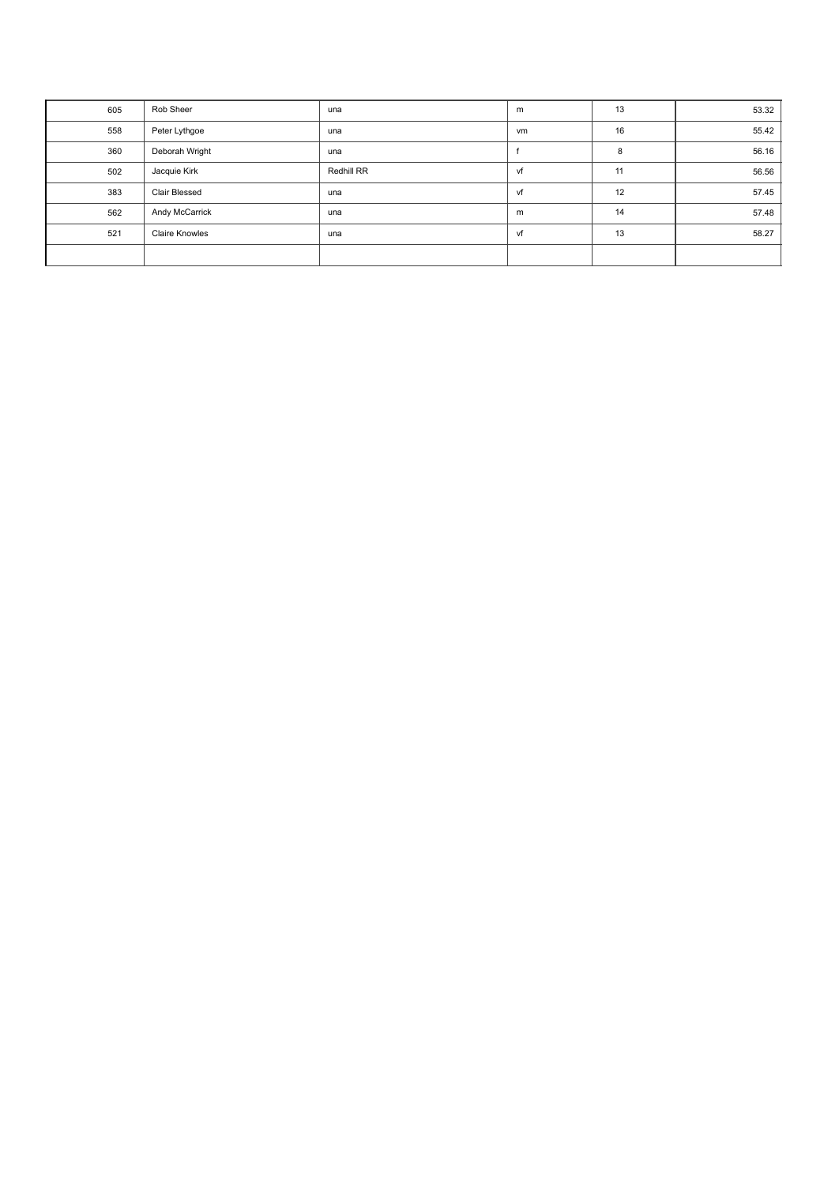| | | | | | |
|---|---|---|---|---|---|
| 605 | Rob Sheer | una | m | 13 | 53.32 |
| 558 | Peter Lythgoe | una | vm | 16 | 55.42 |
| 360 | Deborah Wright | una | f | 8 | 56.16 |
| 502 | Jacquie Kirk | Redhill RR | vf | 11 | 56.56 |
| 383 | Clair Blessed | una | vf | 12 | 57.45 |
| 562 | Andy McCarrick | una | m | 14 | 57.48 |
| 521 | Claire Knowles | una | vf | 13 | 58.27 |
| | | | | | |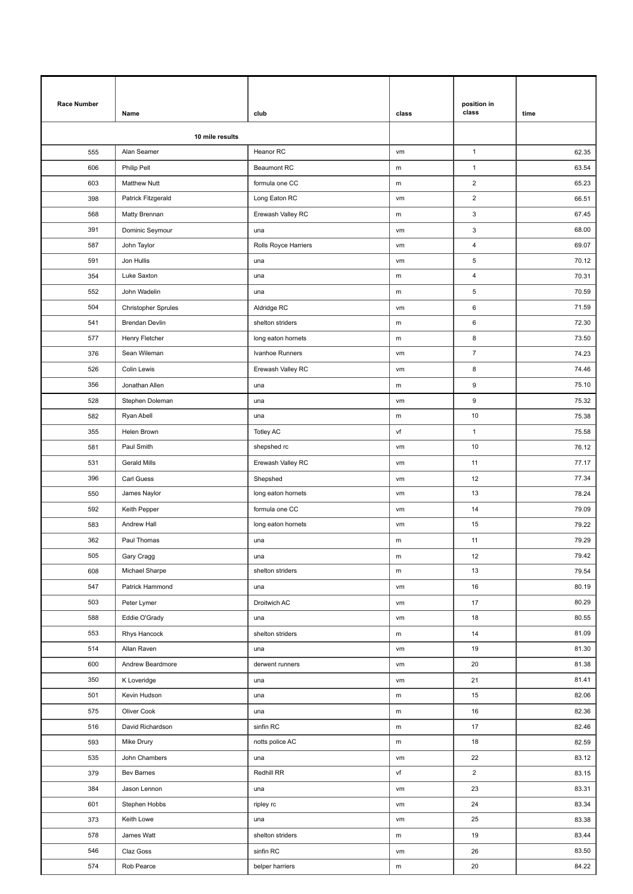| Race Number | Name | club | class | position in class | time |
|---|---|---|---|---|---|
| | 10 mile results | | | | |
| 555 | Alan Seamer | Heanor RC | vm | 1 | 62.35 |
| 606 | Philip Pell | Beaumont RC | m | 1 | 63.54 |
| 603 | Matthew Nutt | formula one CC | m | 2 | 65.23 |
| 398 | Patrick Fitzgerald | Long Eaton RC | vm | 2 | 66.51 |
| 568 | Matty Brennan | Erewash Valley RC | m | 3 | 67.45 |
| 391 | Dominic Seymour | una | vm | 3 | 68.00 |
| 587 | John Taylor | Rolls Royce Harriers | vm | 4 | 69.07 |
| 591 | Jon Hullis | una | vm | 5 | 70.12 |
| 354 | Luke Saxton | una | m | 4 | 70.31 |
| 552 | John Wadelin | una | m | 5 | 70.59 |
| 504 | Christopher Sprules | Aldridge RC | vm | 6 | 71.59 |
| 541 | Brendan Devlin | shelton striders | m | 6 | 72.30 |
| 577 | Henry Fletcher | long eaton hornets | m | 8 | 73.50 |
| 376 | Sean Wileman | Ivanhoe Runners | vm | 7 | 74.23 |
| 526 | Colin Lewis | Erewash Valley RC | vm | 8 | 74.46 |
| 356 | Jonathan Allen | una | m | 9 | 75.10 |
| 528 | Stephen Doleman | una | vm | 9 | 75.32 |
| 582 | Ryan Abell | una | m | 10 | 75.38 |
| 355 | Helen Brown | Totley AC | vf | 1 | 75.58 |
| 581 | Paul Smith | shepshed rc | vm | 10 | 76.12 |
| 531 | Gerald Mills | Erewash Valley RC | vm | 11 | 77.17 |
| 396 | Carl Guess | Shepshed | vm | 12 | 77.34 |
| 550 | James Naylor | long eaton hornets | vm | 13 | 78.24 |
| 592 | Keith Pepper | formula one CC | vm | 14 | 79.09 |
| 583 | Andrew Hall | long eaton hornets | vm | 15 | 79.22 |
| 362 | Paul Thomas | una | m | 11 | 79.29 |
| 505 | Gary Cragg | una | m | 12 | 79.42 |
| 608 | Michael Sharpe | shelton striders | m | 13 | 79.54 |
| 547 | Patrick Hammond | una | vm | 16 | 80.19 |
| 503 | Peter Lymer | Droitwich AC | vm | 17 | 80.29 |
| 588 | Eddie O'Grady | una | vm | 18 | 80.55 |
| 553 | Rhys Hancock | shelton striders | m | 14 | 81.09 |
| 514 | Allan Raven | una | vm | 19 | 81.30 |
| 600 | Andrew Beardmore | derwent runners | vm | 20 | 81.38 |
| 350 | K Loveridge | una | vm | 21 | 81.41 |
| 501 | Kevin Hudson | una | m | 15 | 82.06 |
| 575 | Oliver Cook | una | m | 16 | 82.36 |
| 516 | David Richardson | sinfin RC | m | 17 | 82.46 |
| 593 | Mike Drury | notts police AC | m | 18 | 82.59 |
| 535 | John Chambers | una | vm | 22 | 83.12 |
| 379 | Bev Barnes | Redhill RR | vf | 2 | 83.15 |
| 384 | Jason Lennon | una | vm | 23 | 83.31 |
| 601 | Stephen Hobbs | ripley rc | vm | 24 | 83.34 |
| 373 | Keith Lowe | una | vm | 25 | 83.38 |
| 578 | James Watt | shelton striders | m | 19 | 83.44 |
| 546 | Claz Goss | sinfin RC | vm | 26 | 83.50 |
| 574 | Rob Pearce | belper harriers | m | 20 | 84.22 |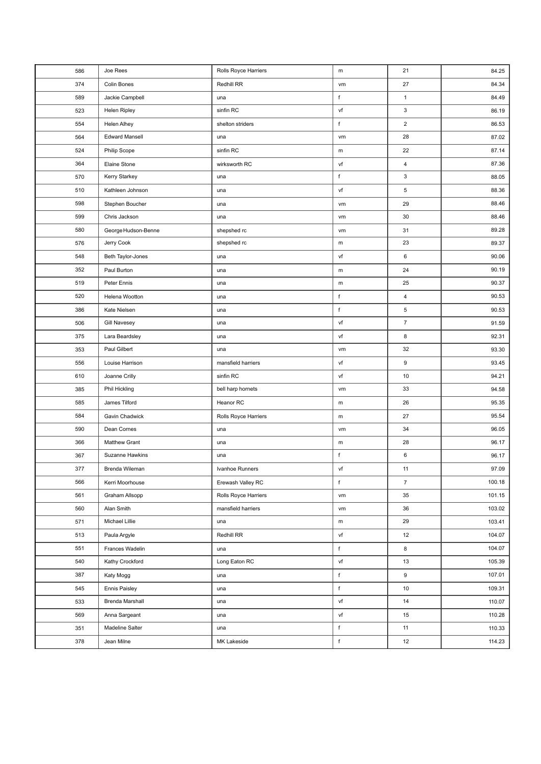| 586 | Joe Rees | Rolls Royce Harriers | m | 21 | 84.25 |
|---|---|---|---|---|---|
| 374 | Colin Bones | Redhill RR | vm | 27 | 84.34 |
| 589 | Jackie Campbell | una | f | 1 | 84.49 |
| 523 | Helen Ripley | sinfin RC | vf | 3 | 86.19 |
| 554 | Helen Alhey | shelton striders | f | 2 | 86.53 |
| 564 | Edward Mansell | una | vm | 28 | 87.02 |
| 524 | Philip Scope | sinfin RC | m | 22 | 87.14 |
| 364 | Elaine Stone | wirksworth RC | vf | 4 | 87.36 |
| 570 | Kerry Starkey | una | f | 3 | 88.05 |
| 510 | Kathleen Johnson | una | vf | 5 | 88.36 |
| 598 | Stephen Boucher | una | vm | 29 | 88.46 |
| 599 | Chris Jackson | una | vm | 30 | 88.46 |
| 580 | George Hudson-Benne | shepshed rc | vm | 31 | 89.28 |
| 576 | Jerry Cook | shepshed rc | m | 23 | 89.37 |
| 548 | Beth Taylor-Jones | una | vf | 6 | 90.06 |
| 352 | Paul Burton | una | m | 24 | 90.19 |
| 519 | Peter Ennis | una | m | 25 | 90.37 |
| 520 | Helena Wootton | una | f | 4 | 90.53 |
| 386 | Kate Nielsen | una | f | 5 | 90.53 |
| 506 | Gill Navesey | una | vf | 7 | 91.59 |
| 375 | Lara Beardsley | una | vf | 8 | 92.31 |
| 353 | Paul Gilbert | una | vm | 32 | 93.30 |
| 556 | Louise Harrison | mansfield harriers | vf | 9 | 93.45 |
| 610 | Joanne Crilly | sinfin RC | vf | 10 | 94.21 |
| 385 | Phil Hickling | bell harp hornets | vm | 33 | 94.58 |
| 585 | James Tilford | Heanor RC | m | 26 | 95.35 |
| 584 | Gavin Chadwick | Rolls Royce Harriers | m | 27 | 95.54 |
| 590 | Dean Cornes | una | vm | 34 | 96.05 |
| 366 | Matthew Grant | una | m | 28 | 96.17 |
| 367 | Suzanne Hawkins | una | f | 6 | 96.17 |
| 377 | Brenda Wileman | Ivanhoe Runners | vf | 11 | 97.09 |
| 566 | Kerri Moorhouse | Erewash Valley RC | f | 7 | 100.18 |
| 561 | Graham Allsopp | Rolls Royce Harriers | vm | 35 | 101.15 |
| 560 | Alan Smith | mansfield harriers | vm | 36 | 103.02 |
| 571 | Michael Lillie | una | m | 29 | 103.41 |
| 513 | Paula Argyle | Redhill RR | vf | 12 | 104.07 |
| 551 | Frances Wadelin | una | f | 8 | 104.07 |
| 540 | Kathy Crockford | Long Eaton RC | vf | 13 | 105.39 |
| 387 | Katy Mogg | una | f | 9 | 107.01 |
| 545 | Ennis Paisley | una | f | 10 | 109.31 |
| 533 | Brenda Marshall | una | vf | 14 | 110.07 |
| 569 | Anna Sargeant | una | vf | 15 | 110.28 |
| 351 | Madeline Salter | una | f | 11 | 110.33 |
| 378 | Jean Milne | MK Lakeside | f | 12 | 114.23 |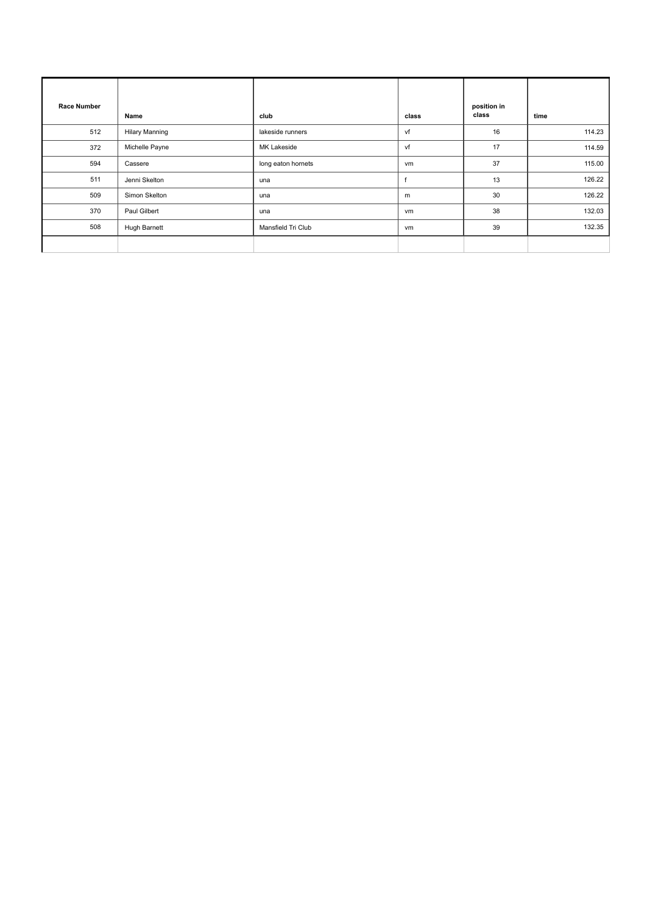| Race Number | Name | club | class | position in class | time |
|---|---|---|---|---|---|
| 512 | Hilary Manning | lakeside runners | vf | 16 | 114.23 |
| 372 | Michelle Payne | MK Lakeside | vf | 17 | 114.59 |
| 594 | Cassere | long eaton hornets | vm | 37 | 115.00 |
| 511 | Jenni Skelton | una | f | 13 | 126.22 |
| 509 | Simon Skelton | una | m | 30 | 126.22 |
| 370 | Paul Gilbert | una | vm | 38 | 132.03 |
| 508 | Hugh Barnett | Mansfield Tri Club | vm | 39 | 132.35 |
| | | | | | |